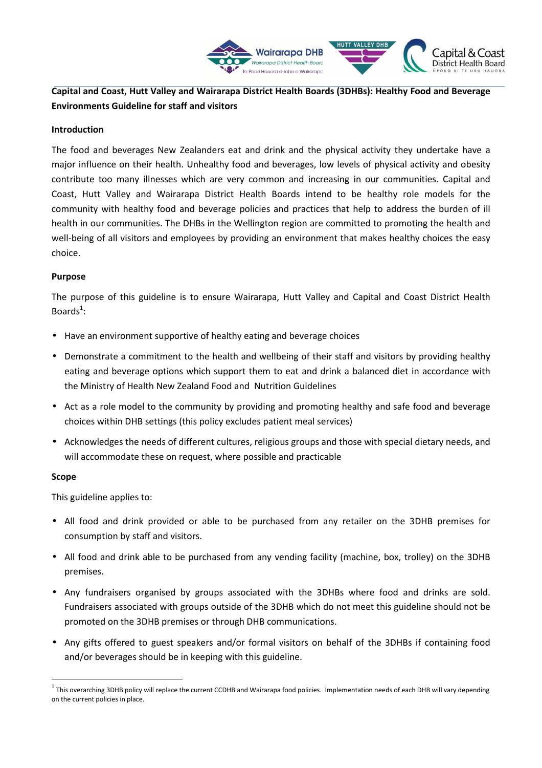**Capital and Coast, Hutt Valley and Wairarapa District Health Boards (3DHBs): Healthy Food and Beverage Environments Guideline for staff and visitors**

**Introduction**

The food and beverages New Zealanders eat and drink and the physical activity they undertake have a major influence on their health. Unhealthy food and beverages, low levels of physical activity and obesity contribute too many illnesses which are very common and increasing in our communities. Capital and Coast, Hutt Valley and Wairarapa District Health Boards intend to be healthy role models for the community with healthy food and beverage policies and practices that help to address the burden of ill health in our communities. The DHBs in the Wellington region are committed to promoting the health and well-being of all visitors and employees by providing an environment that makes healthy choices the easy choice.

**Purpose**

The purpose of this guideline is to ensure Wairarapa, Hutt Valley and Capital and Coast District Health Boards[1]:

- Have an environment supportive of healthy eating and beverage choices
- Demonstrate a commitment to the health and wellbeing of their staff and visitors by providing healthy eating and beverage options which support them to eat and drink a balanced diet in accordance with the Ministry of Health New Zealand Food and Nutrition Guidelines
- Act as a role model to the community by providing and promoting healthy and safe food and beverage choices within DHB settings (this policy excludes patient meal services)
- Acknowledges the needs of different cultures, religious groups and those with special dietary needs, and will accommodate these on request, where possible and practicable

**Scope**

This guideline applies to:

- All food and drink provided or able to be purchased from any retailer on the 3DHB premises for consumption by staff and visitors.
- All food and drink able to be purchased from any vending facility (machine, box, trolley) on the 3DHB premises.
- Any fundraisers organised by groups associated with the 3DHBs where food and drinks are sold. Fundraisers associated with groups outside of the 3DHB which do not meet this guideline should not be promoted on the 3DHB premises or through DHB communications.
- Any gifts offered to guest speakers and/or formal visitors on behalf of the 3DHBs if containing food and/or beverages should be in keeping with this guideline.

---

[1] This overarching 3DHB policy will replace the current CCDHB and Wairarapa food policies. Implementation needs of each DHB will vary depending on the current policies in place.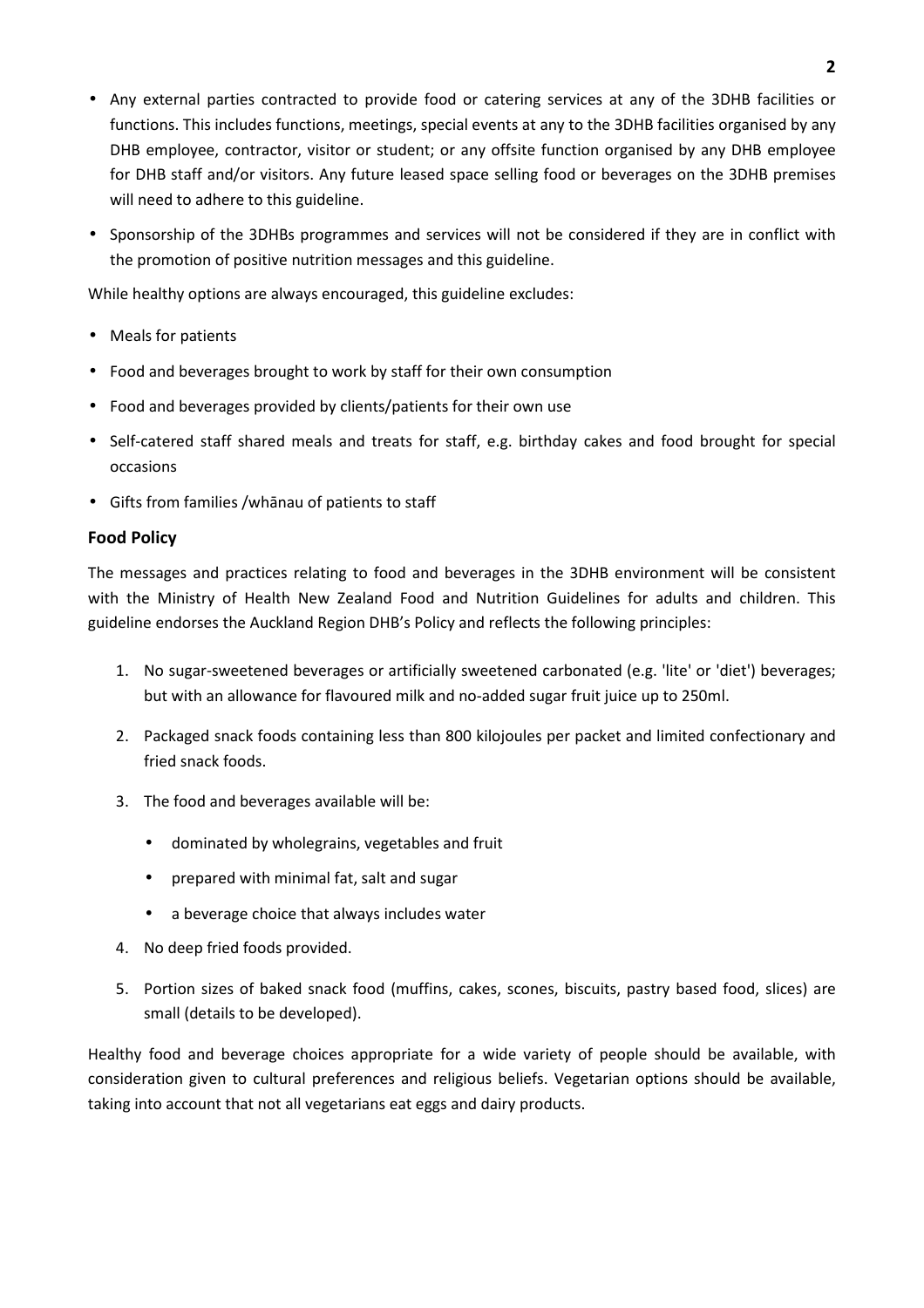- Any external parties contracted to provide food or catering services at any of the 3DHB facilities or functions. This includes functions, meetings, special events at any to the 3DHB facilities organised by any DHB employee, contractor, visitor or student; or any offsite function organised by any DHB employee for DHB staff and/or visitors. Any future leased space selling food or beverages on the 3DHB premises will need to adhere to this guideline.
- Sponsorship of the 3DHBs programmes and services will not be considered if they are in conflict with the promotion of positive nutrition messages and this guideline.

While healthy options are always encouraged, this guideline excludes:

- Meals for patients
- Food and beverages brought to work by staff for their own consumption
- Food and beverages provided by clients/patients for their own use
- Self-catered staff shared meals and treats for staff, e.g. birthday cakes and food brought for special occasions
- Gifts from families /whānau of patients to staff

### Food Policy

The messages and practices relating to food and beverages in the 3DHB environment will be consistent with the Ministry of Health New Zealand Food and Nutrition Guidelines for adults and children. This guideline endorses the Auckland Region DHB's Policy and reflects the following principles:

1. No sugar-sweetened beverages or artificially sweetened carbonated (e.g. 'lite' or 'diet') beverages; but with an allowance for flavoured milk and no-added sugar fruit juice up to 250ml.
2. Packaged snack foods containing less than 800 kilojoules per packet and limited confectionary and fried snack foods.
3. The food and beverages available will be:
   - dominated by wholegrains, vegetables and fruit
   - prepared with minimal fat, salt and sugar
   - a beverage choice that always includes water
4. No deep fried foods provided.
5. Portion sizes of baked snack food (muffins, cakes, scones, biscuits, pastry based food, slices) are small (details to be developed).

Healthy food and beverage choices appropriate for a wide variety of people should be available, with consideration given to cultural preferences and religious beliefs. Vegetarian options should be available, taking into account that not all vegetarians eat eggs and dairy products.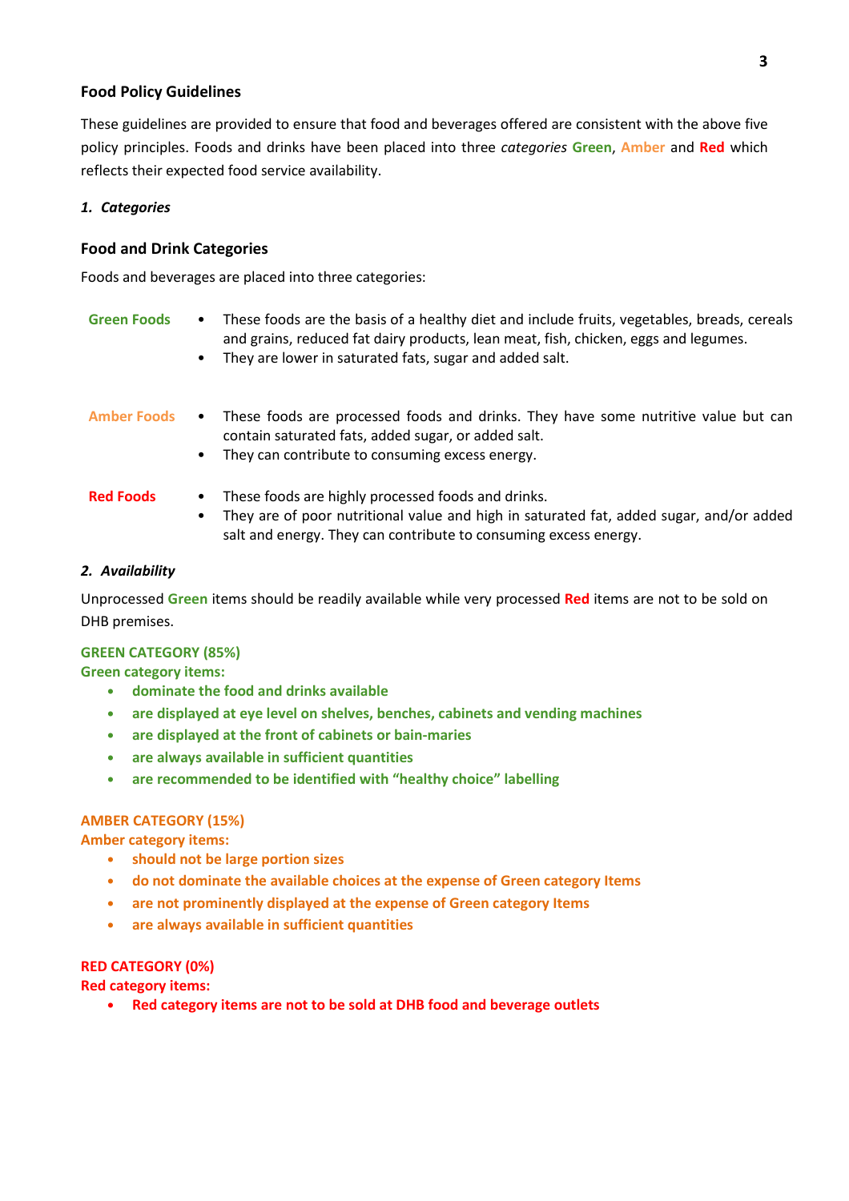### Food Policy Guidelines

These guidelines are provided to ensure that food and beverages offered are consistent with the above five policy principles. Foods and drinks have been placed into three *categories* **Green**, **Amber** and **Red** which reflects their expected food service availability.

***1. Categories***

### Food and Drink Categories

Foods and beverages are placed into three categories:

**Green Foods**

- These foods are the basis of a healthy diet and include fruits, vegetables, breads, cereals and grains, reduced fat dairy products, lean meat, fish, chicken, eggs and legumes.
- They are lower in saturated fats, sugar and added salt.

**Amber Foods**

- These foods are processed foods and drinks. They have some nutritive value but can contain saturated fats, added sugar, or added salt.
- They can contribute to consuming excess energy.

**Red Foods**

- These foods are highly processed foods and drinks.
- They are of poor nutritional value and high in saturated fat, added sugar, and/or added salt and energy. They can contribute to consuming excess energy.

***2. Availability***

Unprocessed **Green** items should be readily available while very processed **Red** items are not to be sold on DHB premises.

**GREEN CATEGORY (85%)**
**Green category items:**

- **dominate the food and drinks available**
- **are displayed at eye level on shelves, benches, cabinets and vending machines**
- **are displayed at the front of cabinets or bain-maries**
- **are always available in sufficient quantities**
- **are recommended to be identified with "healthy choice" labelling**

**AMBER CATEGORY (15%)**
**Amber category items:**

- **should not be large portion sizes**
- **do not dominate the available choices at the expense of Green category Items**
- **are not prominently displayed at the expense of Green category Items**
- **are always available in sufficient quantities**

**RED CATEGORY (0%)**
**Red category items:**

- **Red category items are not to be sold at DHB food and beverage outlets**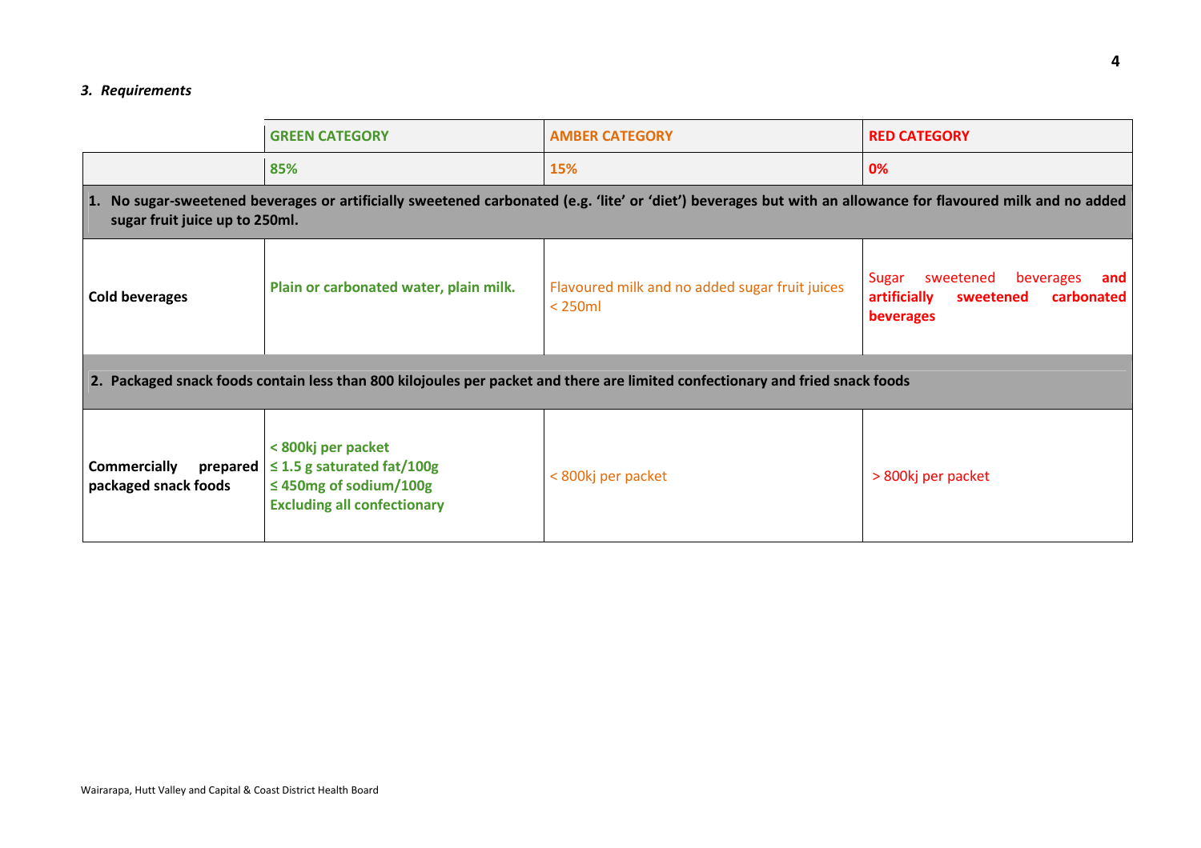### *3. Requirements*

| | GREEN CATEGORY | AMBER CATEGORY | RED CATEGORY |
|---|---|---|---|
| | 85% | 15% | 0% |
| **1. No sugar-sweetened beverages or artificially sweetened carbonated (e.g. 'lite' or 'diet') beverages but with an allowance for flavoured milk and no added sugar fruit juice up to 250ml.** | | | |
| **Cold beverages** | **Plain or carbonated water, plain milk.** | Flavoured milk and no added sugar fruit juices < 250ml | Sugar sweetened beverages **and artificially sweetened carbonated beverages** |
| **2. Packaged snack foods contain less than 800 kilojoules per packet and there are limited confectionary and fried snack foods** | | | |
| **Commercially prepared packaged snack foods** | **< 800kj per packet<br>≤ 1.5 g saturated fat/100g<br>≤ 450mg of sodium/100g<br>Excluding all confectionary** | < 800kj per packet | > 800kj per packet |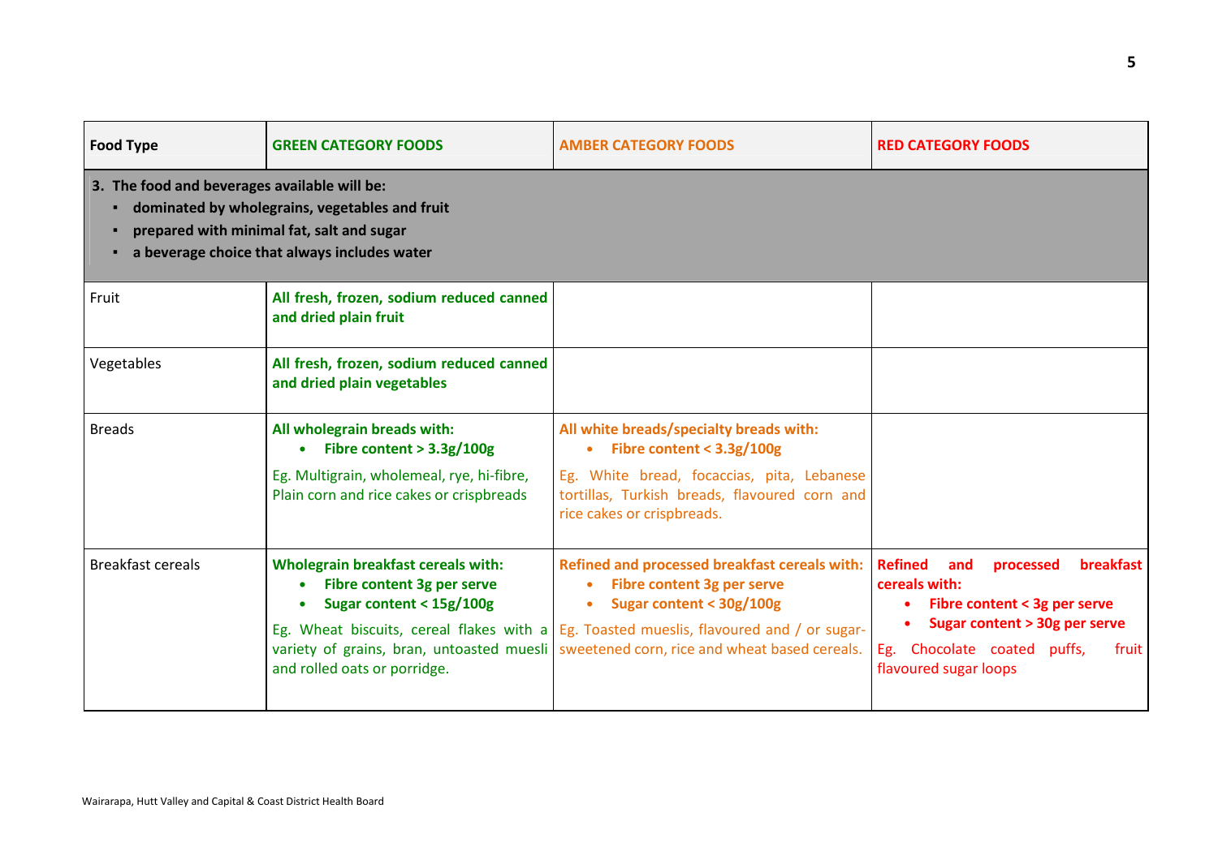| Food Type | GREEN CATEGORY FOODS | AMBER CATEGORY FOODS | RED CATEGORY FOODS |
| --- | --- | --- | --- |
| **3. The food and beverages available will be:**<br>▪ **dominated by wholegrains, vegetables and fruit**<br>▪ **prepared with minimal fat, salt and sugar**<br>▪ **a beverage choice that always includes water** | | | |
| Fruit | **All fresh, frozen, sodium reduced canned and dried plain fruit** | | |
| Vegetables | **All fresh, frozen, sodium reduced canned and dried plain vegetables** | | |
| Breads | **All wholegrain breads with:**<br>• **Fibre content > 3.3g/100g**<br>Eg. Multigrain, wholemeal, rye, hi-fibre, Plain corn and rice cakes or crispbreads | **All white breads/specialty breads with:**<br>• **Fibre content < 3.3g/100g**<br>Eg. White bread, focaccias, pita, Lebanese tortillas, Turkish breads, flavoured corn and rice cakes or crispbreads. | |
| Breakfast cereals | **Wholegrain breakfast cereals with:**<br>• **Fibre content 3g per serve**<br>• **Sugar content < 15g/100g**<br>Eg. Wheat biscuits, cereal flakes with a variety of grains, bran, untoasted muesli and rolled oats or porridge. | **Refined and processed breakfast cereals with:**<br>• **Fibre content 3g per serve**<br>• **Sugar content < 30g/100g**<br>Eg. Toasted mueslis, flavoured and / or sugar-sweetened corn, rice and wheat based cereals. | **Refined and processed breakfast cereals with:**<br>• **Fibre content < 3g per serve**<br>• **Sugar content > 30g per serve**<br>Eg. Chocolate coated puffs, fruit flavoured sugar loops |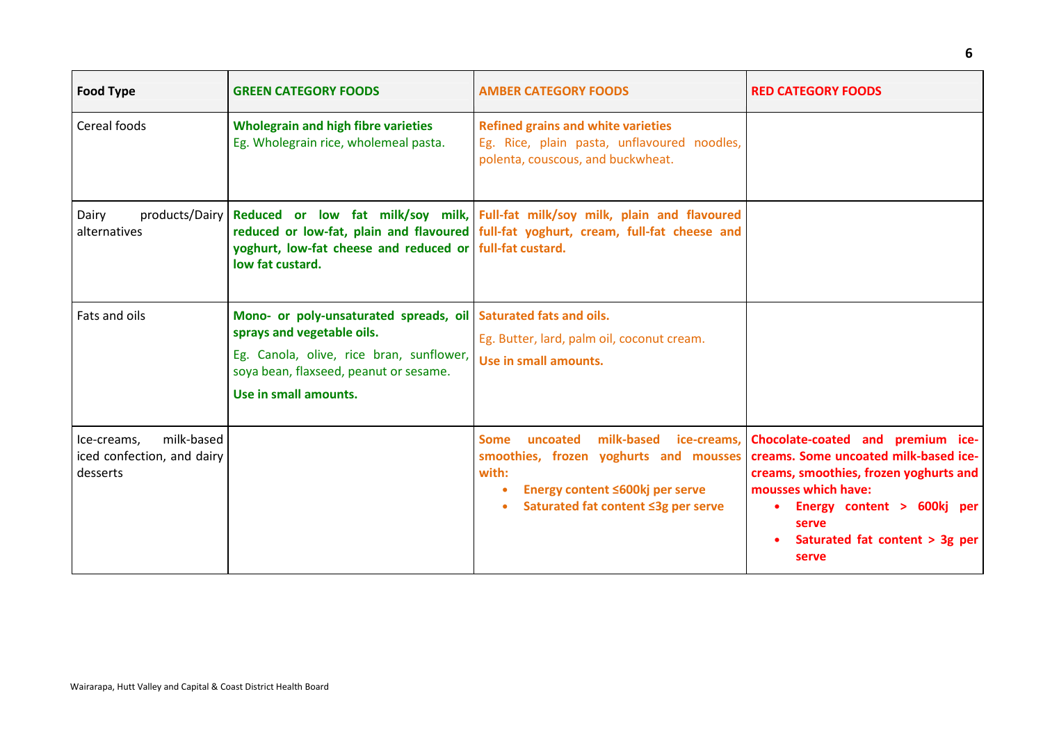| Food Type | GREEN CATEGORY FOODS | AMBER CATEGORY FOODS | RED CATEGORY FOODS |
|---|---|---|---|
| Cereal foods | **Wholegrain and high fibre varieties**<br>Eg. Wholegrain rice, wholemeal pasta. | **Refined grains and white varieties**<br>Eg. Rice, plain pasta, unflavoured noodles, polenta, couscous, and buckwheat. | |
| Dairy products/Dairy alternatives | **Reduced or low fat milk/soy milk, reduced or low-fat, plain and flavoured yoghurt, low-fat cheese and reduced or low fat custard.** | **Full-fat milk/soy milk, plain and flavoured full-fat yoghurt, cream, full-fat cheese and full-fat custard.** | |
| Fats and oils | **Mono- or poly-unsaturated spreads, oil sprays and vegetable oils.**<br>Eg. Canola, olive, rice bran, sunflower, soya bean, flaxseed, peanut or sesame.<br>**Use in small amounts.** | **Saturated fats and oils.**<br>Eg. Butter, lard, palm oil, coconut cream.<br>**Use in small amounts.** | |
| Ice-creams, milk-based iced confection, and dairy desserts | | **Some uncoated milk-based ice-creams, smoothies, frozen yoghurts and mousses with:**<br>• **Energy content ≤600kj per serve**<br>• **Saturated fat content ≤3g per serve** | **Chocolate-coated and premium ice-creams. Some uncoated milk-based ice-creams, smoothies, frozen yoghurts and mousses which have:**<br>• **Energy content > 600kj per serve**<br>• **Saturated fat content > 3g per serve** |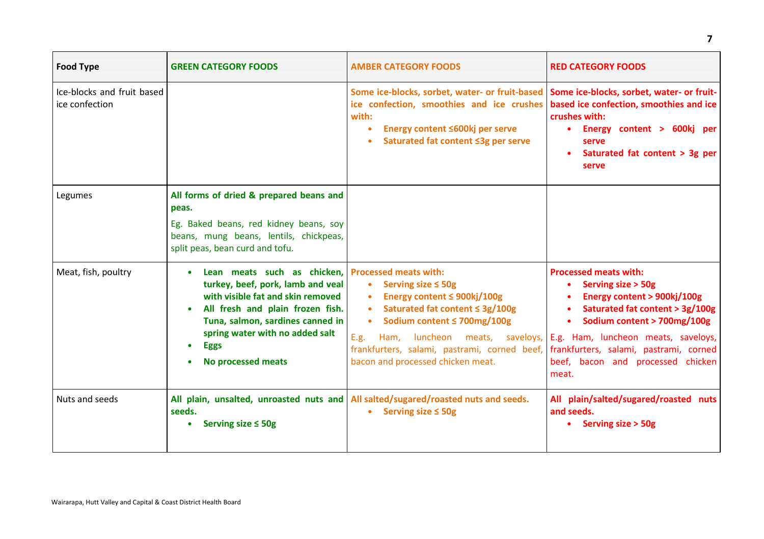| Food Type | GREEN CATEGORY FOODS | AMBER CATEGORY FOODS | RED CATEGORY FOODS |
|---|---|---|---|
| Ice-blocks and fruit based ice confection | | **Some ice-blocks, sorbet, water- or fruit-based ice confection, smoothies and ice crushes with:**<br>• **Energy content ≤600kj per serve**<br>• **Saturated fat content ≤3g per serve** | **Some ice-blocks, sorbet, water- or fruit-based ice confection, smoothies and ice crushes with:**<br>• **Energy content > 600kj per serve**<br>• **Saturated fat content > 3g per serve** |
| Legumes | **All forms of dried & prepared beans and peas.**<br>Eg. Baked beans, red kidney beans, soy beans, mung beans, lentils, chickpeas, split peas, bean curd and tofu. | | |
| Meat, fish, poultry | • **Lean meats such as chicken, turkey, beef, pork, lamb and veal with visible fat and skin removed**<br>• **All fresh and plain frozen fish. Tuna, salmon, sardines canned in spring water with no added salt**<br>• **Eggs**<br>• **No processed meats** | **Processed meats with:**<br>• **Serving size ≤ 50g**<br>• **Energy content ≤ 900kj/100g**<br>• **Saturated fat content ≤ 3g/100g**<br>• **Sodium content ≤ 700mg/100g**<br>E.g. Ham, luncheon meats, saveloys, frankfurters, salami, pastrami, corned beef, bacon and processed chicken meat. | **Processed meats with:**<br>• **Serving size > 50g**<br>• **Energy content > 900kj/100g**<br>• **Saturated fat content > 3g/100g**<br>• **Sodium content > 700mg/100g**<br>E.g. Ham, luncheon meats, saveloys, frankfurters, salami, pastrami, corned beef, bacon and processed chicken meat. |
| Nuts and seeds | **All plain, unsalted, unroasted nuts and seeds.**<br>• **Serving size ≤ 50g** | **All salted/sugared/roasted nuts and seeds.**<br>• **Serving size ≤ 50g** | **All plain/salted/sugared/roasted nuts and seeds.**<br>• **Serving size > 50g** |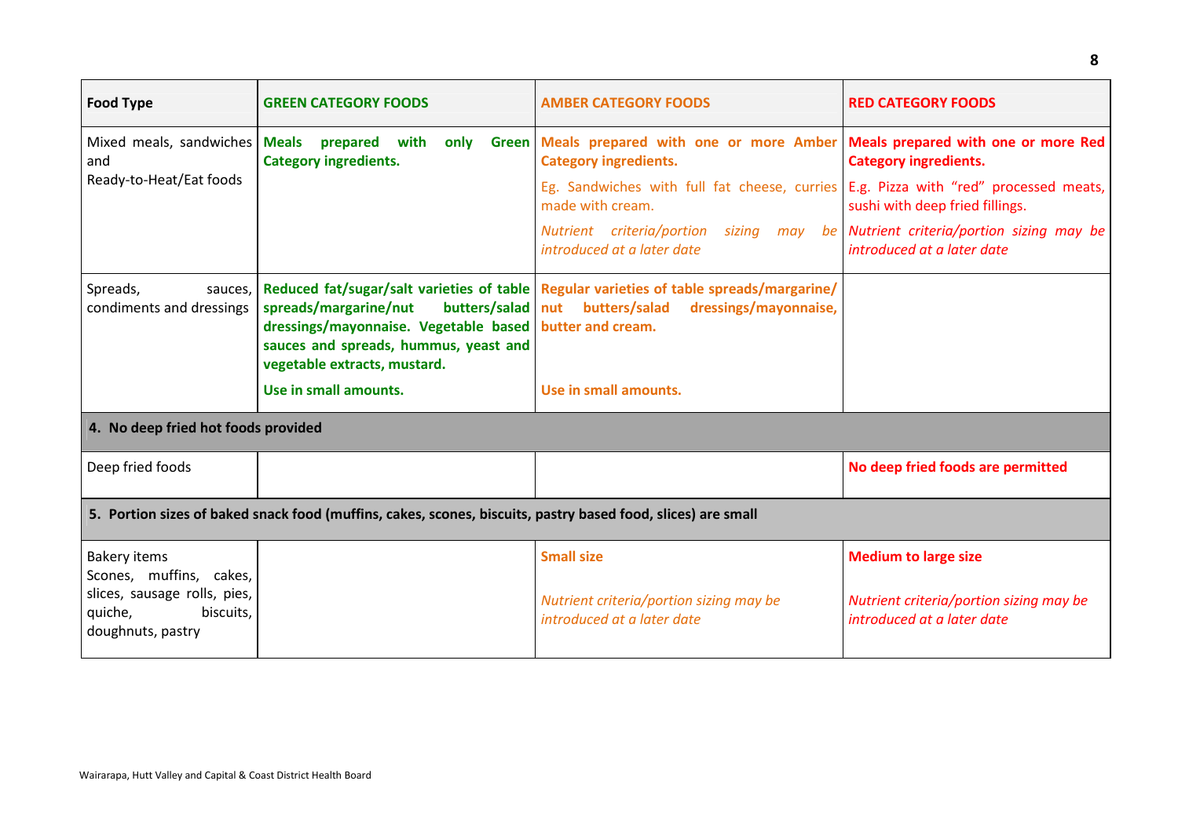| Food Type | GREEN CATEGORY FOODS | AMBER CATEGORY FOODS | RED CATEGORY FOODS |
|---|---|---|---|
| Mixed meals, sandwiches and Ready-to-Heat/Eat foods | **Meals prepared with only Green Category ingredients.** | **Meals prepared with one or more Amber Category ingredients.** Eg. Sandwiches with full fat cheese, curries made with cream. *Nutrient criteria/portion sizing may be introduced at a later date* | **Meals prepared with one or more Red Category ingredients.** E.g. Pizza with "red" processed meats, sushi with deep fried fillings. *Nutrient criteria/portion sizing may be introduced at a later date* |
| Spreads, sauces, condiments and dressings | **Reduced fat/sugar/salt varieties of table spreads/margarine/nut butters/salad dressings/mayonnaise. Vegetable based sauces and spreads, hummus, yeast and vegetable extracts, mustard.** **Use in small amounts.** | **Regular varieties of table spreads/margarine/ nut butters/salad dressings/mayonnaise, butter and cream.** **Use in small amounts.** | |
| **4. No deep fried hot foods provided** | | | |
| Deep fried foods | | | **No deep fried foods are permitted** |
| **5. Portion sizes of baked snack food (muffins, cakes, scones, biscuits, pastry based food, slices) are small** | | | |
| Bakery items Scones, muffins, cakes, slices, sausage rolls, pies, quiche, biscuits, doughnuts, pastry | | **Small size** *Nutrient criteria/portion sizing may be introduced at a later date* | **Medium to large size** *Nutrient criteria/portion sizing may be introduced at a later date* |

Wairarapa, Hutt Valley and Capital & Coast District Health Board